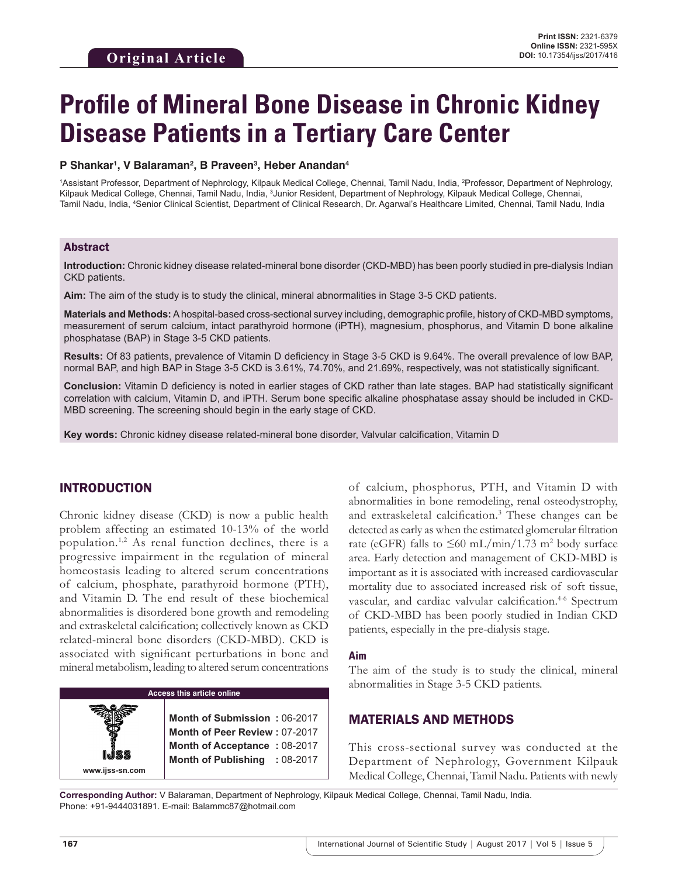Original Article

# Profile of Mineral Bone Disease in Chronic Kidney Disease Patients in a Tertiary Care Center

**P Shankar[1], V Balaraman[2], B Praveen[3], Heber Anandan[4]**

[1]Assistant Professor, Department of Nephrology, Kilpauk Medical College, Chennai, Tamil Nadu, India, [2]Professor, Department of Nephrology, Kilpauk Medical College, Chennai, Tamil Nadu, India, [3]Junior Resident, Department of Nephrology, Kilpauk Medical College, Chennai, Tamil Nadu, India, [4]Senior Clinical Scientist, Department of Clinical Research, Dr. Agarwal's Healthcare Limited, Chennai, Tamil Nadu, India

## Abstract

**Introduction:** Chronic kidney disease related-mineral bone disorder (CKD-MBD) has been poorly studied in pre-dialysis Indian CKD patients.

**Aim:** The aim of the study is to study the clinical, mineral abnormalities in Stage 3-5 CKD patients.

**Materials and Methods:** A hospital-based cross-sectional survey including, demographic profile, history of CKD-MBD symptoms, measurement of serum calcium, intact parathyroid hormone (iPTH), magnesium, phosphorus, and Vitamin D bone alkaline phosphatase (BAP) in Stage 3-5 CKD patients.

**Results:** Of 83 patients, prevalence of Vitamin D deficiency in Stage 3-5 CKD is 9.64%. The overall prevalence of low BAP, normal BAP, and high BAP in Stage 3-5 CKD is 3.61%, 74.70%, and 21.69%, respectively, was not statistically significant.

**Conclusion:** Vitamin D deficiency is noted in earlier stages of CKD rather than late stages. BAP had statistically significant correlation with calcium, Vitamin D, and iPTH. Serum bone specific alkaline phosphatase assay should be included in CKD-MBD screening. The screening should begin in the early stage of CKD.

**Key words:** Chronic kidney disease related-mineral bone disorder, Valvular calcification, Vitamin D

## INTRODUCTION

Chronic kidney disease (CKD) is now a public health problem affecting an estimated 10-13% of the world population.[1,2] As renal function declines, there is a progressive impairment in the regulation of mineral homeostasis leading to altered serum concentrations of calcium, phosphate, parathyroid hormone (PTH), and Vitamin D. The end result of these biochemical abnormalities is disordered bone growth and remodeling and extraskeletal calcification; collectively known as CKD related-mineral bone disorders (CKD-MBD). CKD is associated with significant perturbations in bone and mineral metabolism, leading to altered serum concentrations of calcium, phosphorus, PTH, and Vitamin D with abnormalities in bone remodeling, renal osteodystrophy, and extraskeletal calcification.[3] These changes can be detected as early as when the estimated glomerular filtration rate (eGFR) falls to ≤60 mL/min/1.73 $m^2$ body surface area. Early detection and management of CKD-MBD is important as it is associated with increased cardiovascular mortality due to associated increased risk of soft tissue, vascular, and cardiac valvular calcification.[4-6] Spectrum of CKD-MBD has been poorly studied in Indian CKD patients, especially in the pre-dialysis stage.

### Aim

The aim of the study is to study the clinical, mineral abnormalities in Stage 3-5 CKD patients.

## MATERIALS AND METHODS

This cross-sectional survey was conducted at the Department of Nephrology, Government Kilpauk Medical College, Chennai, Tamil Nadu. Patients with newly

**Corresponding Author:** V Balaraman, Department of Nephrology, Kilpauk Medical College, Chennai, Tamil Nadu, India. Phone: +91-9444031891. E-mail: Balammc87@hotmail.com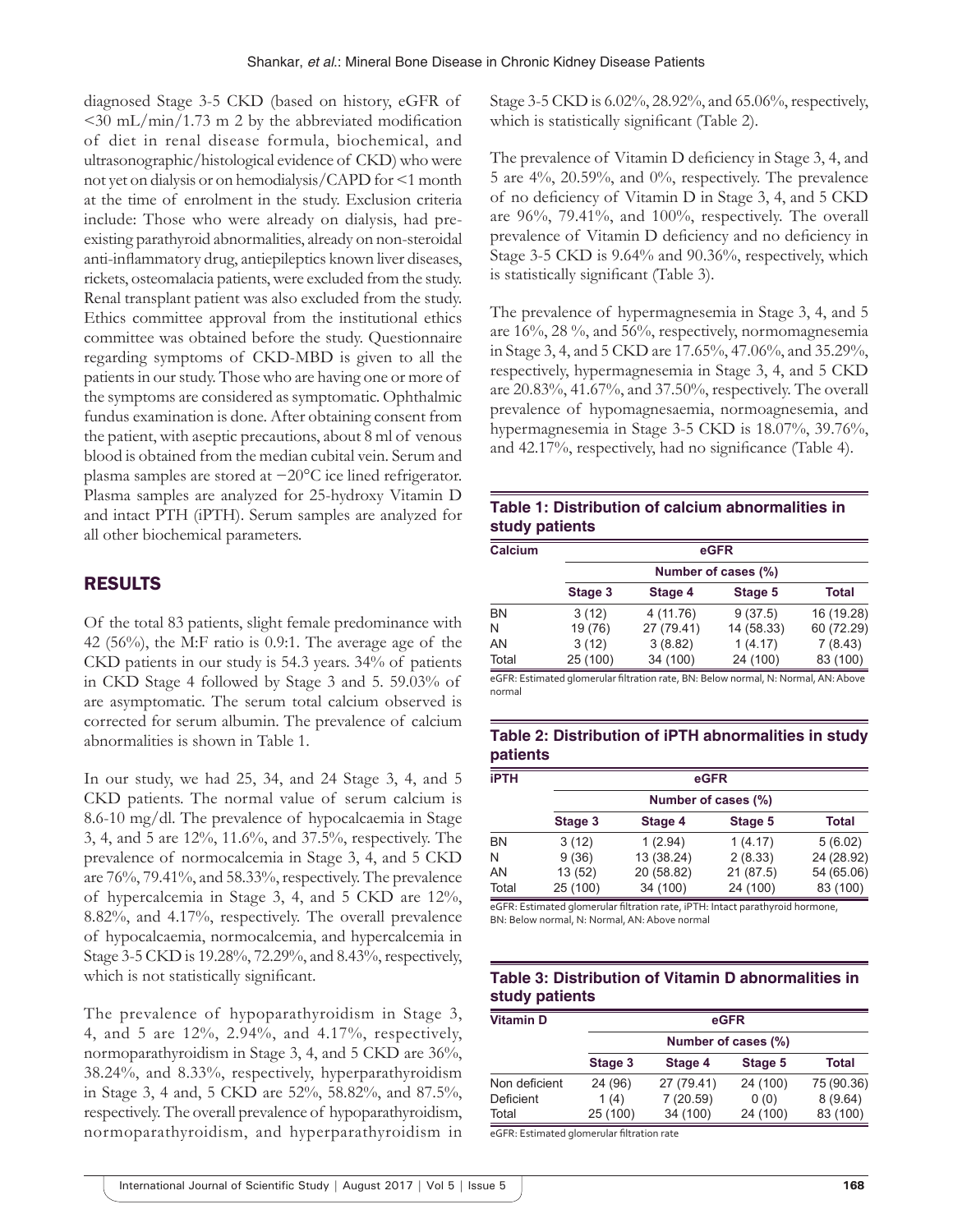diagnosed Stage 3-5 CKD (based on history, eGFR of <30 mL/min/1.73 m 2 by the abbreviated modification of diet in renal disease formula, biochemical, and ultrasonographic/histological evidence of CKD) who were not yet on dialysis or on hemodialysis/CAPD for <1 month at the time of enrolment in the study. Exclusion criteria include: Those who were already on dialysis, had pre-existing parathyroid abnormalities, already on non-steroidal anti-inflammatory drug, antiepileptics known liver diseases, rickets, osteomalacia patients, were excluded from the study. Renal transplant patient was also excluded from the study. Ethics committee approval from the institutional ethics committee was obtained before the study. Questionnaire regarding symptoms of CKD-MBD is given to all the patients in our study. Those who are having one or more of the symptoms are considered as symptomatic. Ophthalmic fundus examination is done. After obtaining consent from the patient, with aseptic precautions, about 8 ml of venous blood is obtained from the median cubital vein. Serum and plasma samples are stored at −20°C ice lined refrigerator. Plasma samples are analyzed for 25-hydroxy Vitamin D and intact PTH (iPTH). Serum samples are analyzed for all other biochemical parameters.

## RESULTS

Of the total 83 patients, slight female predominance with 42 (56%), the M:F ratio is 0.9:1. The average age of the CKD patients in our study is 54.3 years. 34% of patients in CKD Stage 4 followed by Stage 3 and 5. 59.03% of are asymptomatic. The serum total calcium observed is corrected for serum albumin. The prevalence of calcium abnormalities is shown in Table 1.

In our study, we had 25, 34, and 24 Stage 3, 4, and 5 CKD patients. The normal value of serum calcium is 8.6-10 mg/dl. The prevalence of hypocalcaemia in Stage 3, 4, and 5 are 12%, 11.6%, and 37.5%, respectively. The prevalence of normocalcemia in Stage 3, 4, and 5 CKD are 76%, 79.41%, and 58.33%, respectively. The prevalence of hypercalcemia in Stage 3, 4, and 5 CKD are 12%, 8.82%, and 4.17%, respectively. The overall prevalence of hypocalcaemia, normocalcemia, and hypercalcemia in Stage 3-5 CKD is 19.28%, 72.29%, and 8.43%, respectively, which is not statistically significant.

The prevalence of hypoparathyroidism in Stage 3, 4, and 5 are 12%, 2.94%, and 4.17%, respectively, normoparathyroidism in Stage 3, 4, and 5 CKD are 36%, 38.24%, and 8.33%, respectively, hyperparathyroidism in Stage 3, 4 and, 5 CKD are 52%, 58.82%, and 87.5%, respectively. The overall prevalence of hypoparathyroidism, normoparathyroidism, and hyperparathyroidism in Stage 3-5 CKD is 6.02%, 28.92%, and 65.06%, respectively, which is statistically significant (Table 2).

The prevalence of Vitamin D deficiency in Stage 3, 4, and 5 are 4%, 20.59%, and 0%, respectively. The prevalence of no deficiency of Vitamin D in Stage 3, 4, and 5 CKD are 96%, 79.41%, and 100%, respectively. The overall prevalence of Vitamin D deficiency and no deficiency in Stage 3-5 CKD is 9.64% and 90.36%, respectively, which is statistically significant (Table 3).

The prevalence of hypermagnesemia in Stage 3, 4, and 5 are 16%, 28 %, and 56%, respectively, normomagnesemia in Stage 3, 4, and 5 CKD are 17.65%, 47.06%, and 35.29%, respectively, hypermagnesemia in Stage 3, 4, and 5 CKD are 20.83%, 41.67%, and 37.50%, respectively. The overall prevalence of hypomagnesaemia, normoagnesemia, and hypermagnesemia in Stage 3-5 CKD is 18.07%, 39.76%, and 42.17%, respectively, had no significance (Table 4).

**Table 1: Distribution of calcium abnormalities in study patients**

| Calcium | eGFR | | | |
|---|---|---|---|---|
| | Number of cases (%) | | | |
| | Stage 3 | Stage 4 | Stage 5 | Total |
| BN | 3 (12) | 4 (11.76) | 9 (37.5) | 16 (19.28) |
| N | 19 (76) | 27 (79.41) | 14 (58.33) | 60 (72.29) |
| AN | 3 (12) | 3 (8.82) | 1 (4.17) | 7 (8.43) |
| Total | 25 (100) | 34 (100) | 24 (100) | 83 (100) |

eGFR: Estimated glomerular filtration rate, BN: Below normal, N: Normal, AN: Above normal

**Table 2: Distribution of iPTH abnormalities in study patients**

| iPTH | eGFR | | | |
|---|---|---|---|---|
| | Number of cases (%) | | | |
| | Stage 3 | Stage 4 | Stage 5 | Total |
| BN | 3 (12) | 1 (2.94) | 1 (4.17) | 5 (6.02) |
| N | 9 (36) | 13 (38.24) | 2 (8.33) | 24 (28.92) |
| AN | 13 (52) | 20 (58.82) | 21 (87.5) | 54 (65.06) |
| Total | 25 (100) | 34 (100) | 24 (100) | 83 (100) |

eGFR: Estimated glomerular filtration rate, iPTH: Intact parathyroid hormone, BN: Below normal, N: Normal, AN: Above normal

**Table 3: Distribution of Vitamin D abnormalities in study patients**

| Vitamin D | eGFR | | | |
|---|---|---|---|---|
| | Number of cases (%) | | | |
| | Stage 3 | Stage 4 | Stage 5 | Total |
| Non deficient | 24 (96) | 27 (79.41) | 24 (100) | 75 (90.36) |
| Deficient | 1 (4) | 7 (20.59) | 0 (0) | 8 (9.64) |
| Total | 25 (100) | 34 (100) | 24 (100) | 83 (100) |

eGFR: Estimated glomerular filtration rate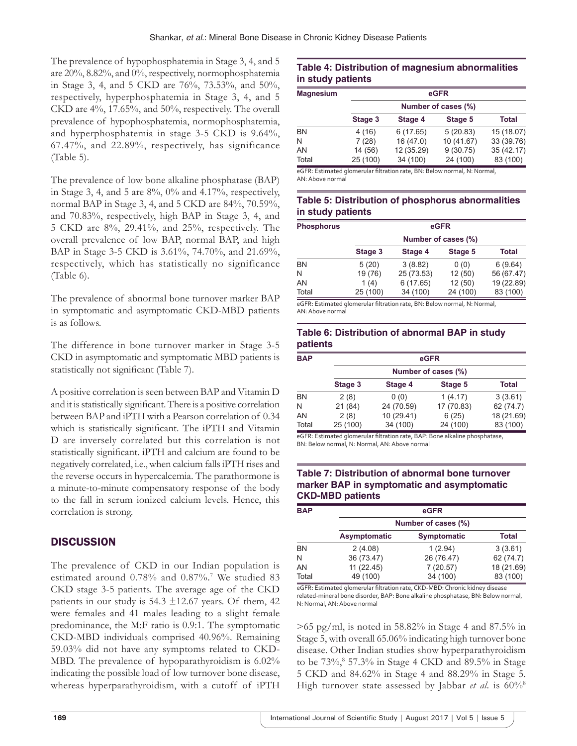The prevalence of hypophosphatemia in Stage 3, 4, and 5 are 20%, 8.82%, and 0%, respectively, normophosphatemia in Stage 3, 4, and 5 CKD are 76%, 73.53%, and 50%, respectively, hyperphosphatemia in Stage 3, 4, and 5 CKD are 4%, 17.65%, and 50%, respectively. The overall prevalence of hypophosphatemia, normophosphatemia, and hyperphosphatemia in stage 3-5 CKD is 9.64%, 67.47%, and 22.89%, respectively, has significance (Table 5).

The prevalence of low bone alkaline phosphatase (BAP) in Stage 3, 4, and 5 are 8%, 0% and 4.17%, respectively, normal BAP in Stage 3, 4, and 5 CKD are 84%, 70.59%, and 70.83%, respectively, high BAP in Stage 3, 4, and 5 CKD are 8%, 29.41%, and 25%, respectively. The overall prevalence of low BAP, normal BAP, and high BAP in Stage 3-5 CKD is 3.61%, 74.70%, and 21.69%, respectively, which has statistically no significance (Table 6).

The prevalence of abnormal bone turnover marker BAP in symptomatic and asymptomatic CKD-MBD patients is as follows.

The difference in bone turnover marker in Stage 3-5 CKD in asymptomatic and symptomatic MBD patients is statistically not significant (Table 7).

A positive correlation is seen between BAP and Vitamin D and it is statistically significant. There is a positive correlation between BAP and iPTH with a Pearson correlation of 0.34 which is statistically significant. The iPTH and Vitamin D are inversely correlated but this correlation is not statistically significant. iPTH and calcium are found to be negatively correlated, i.e., when calcium falls iPTH rises and the reverse occurs in hypercalcemia. The parathormone is a minute-to-minute compensatory response of the body to the fall in serum ionized calcium levels. Hence, this correlation is strong.

**Table 4: Distribution of magnesium abnormalities in study patients**

| Magnesium | eGFR | | | |
|---|---|---|---|---|
| | Number of cases (%) | | | |
| | Stage 3 | Stage 4 | Stage 5 | Total |
| BN | 4 (16) | 6 (17.65) | 5 (20.83) | 15 (18.07) |
| N | 7 (28) | 16 (47.0) | 10 (41.67) | 33 (39.76) |
| AN | 14 (56) | 12 (35.29) | 9 (30.75) | 35 (42.17) |
| Total | 25 (100) | 34 (100) | 24 (100) | 83 (100) |

eGFR: Estimated glomerular filtration rate, BN: Below normal, N: Normal, AN: Above normal

**Table 5: Distribution of phosphorus abnormalities in study patients**

| Phosphorus | eGFR | | | |
|---|---|---|---|---|
| | Number of cases (%) | | | |
| | Stage 3 | Stage 4 | Stage 5 | Total |
| BN | 5 (20) | 3 (8.82) | 0 (0) | 6 (9.64) |
| N | 19 (76) | 25 (73.53) | 12 (50) | 56 (67.47) |
| AN | 1 (4) | 6 (17.65) | 12 (50) | 19 (22.89) |
| Total | 25 (100) | 34 (100) | 24 (100) | 83 (100) |

eGFR: Estimated glomerular filtration rate, BN: Below normal, N: Normal, AN: Above normal

**Table 6: Distribution of abnormal BAP in study patients**

| BAP | eGFR | | | |
|---|---|---|---|---|
| | Number of cases (%) | | | |
| | Stage 3 | Stage 4 | Stage 5 | Total |
| BN | 2 (8) | 0 (0) | 1 (4.17) | 3 (3.61) |
| N | 21 (84) | 24 (70.59) | 17 (70.83) | 62 (74.7) |
| AN | 2 (8) | 10 (29.41) | 6 (25) | 18 (21.69) |
| Total | 25 (100) | 34 (100) | 24 (100) | 83 (100) |

eGFR: Estimated glomerular filtration rate, BAP: Bone alkaline phosphatase, BN: Below normal, N: Normal, AN: Above normal

**Table 7: Distribution of abnormal bone turnover marker BAP in symptomatic and asymptomatic CKD-MBD patients**

| BAP | eGFR | | |
|---|---|---|---|
| | Number of cases (%) | | |
| | Asymptomatic | Symptomatic | Total |
| BN | 2 (4.08) | 1 (2.94) | 3 (3.61) |
| N | 36 (73.47) | 26 (76.47) | 62 (74.7) |
| AN | 11 (22.45) | 7 (20.57) | 18 (21.69) |
| Total | 49 (100) | 34 (100) | 83 (100) |

eGFR: Estimated glomerular filtration rate, CKD-MBD: Chronic kidney disease related-mineral bone disorder, BAP: Bone alkaline phosphatase, BN: Below normal, N: Normal, AN: Above normal

## DISCUSSION

The prevalence of CKD in our Indian population is estimated around 0.78% and 0.87%.[7] We studied 83 CKD stage 3-5 patients. The average age of the CKD patients in our study is 54.3 ±12.67 years. Of them, 42 were females and 41 males leading to a slight female predominance, the M:F ratio is 0.9:1. The symptomatic CKD-MBD individuals comprised 40.96%. Remaining 59.03% did not have any symptoms related to CKD-MBD. The prevalence of hypoparathyroidism is 6.02% indicating the possible load of low turnover bone disease, whereas hyperparathyroidism, with a cutoff of iPTH >65 pg/ml, is noted in 58.82% in Stage 4 and 87.5% in Stage 5, with overall 65.06% indicating high turnover bone disease. Other Indian studies show hyperparathyroidism to be 73%,[8] 57.3% in Stage 4 CKD and 89.5% in Stage 5 CKD and 84.62% in Stage 4 and 88.29% in Stage 5. High turnover state assessed by Jabbar *et al*. is 60%[8]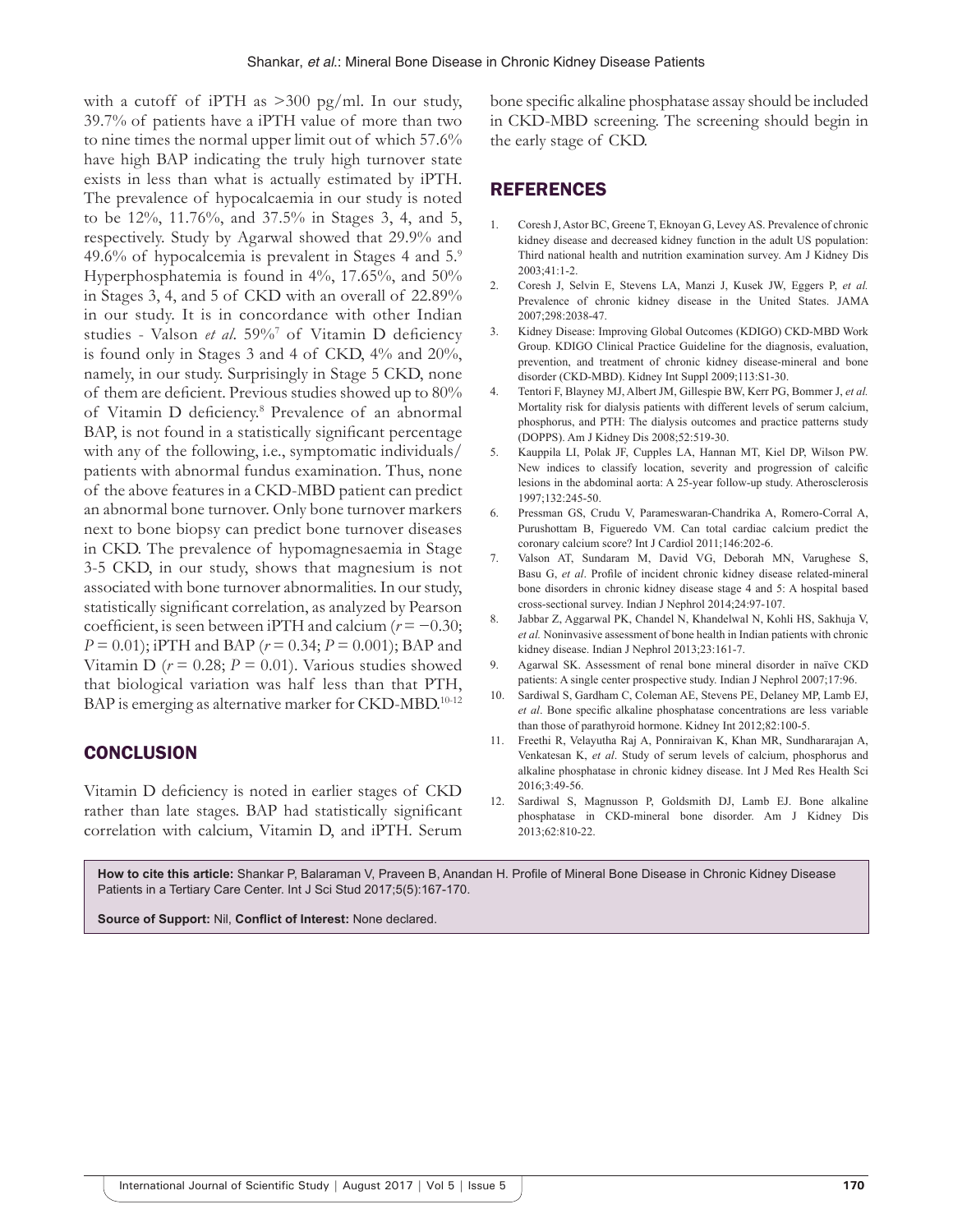with a cutoff of iPTH as >300 pg/ml. In our study, 39.7% of patients have a iPTH value of more than two to nine times the normal upper limit out of which 57.6% have high BAP indicating the truly high turnover state exists in less than what is actually estimated by iPTH. The prevalence of hypocalcaemia in our study is noted to be 12%, 11.76%, and 37.5% in Stages 3, 4, and 5, respectively. Study by Agarwal showed that 29.9% and 49.6% of hypocalcemia is prevalent in Stages 4 and 5.[9] Hyperphosphatemia is found in 4%, 17.65%, and 50% in Stages 3, 4, and 5 of CKD with an overall of 22.89% in our study. It is in concordance with other Indian studies - Valson *et al*. 59%[7] of Vitamin D deficiency is found only in Stages 3 and 4 of CKD, 4% and 20%, namely, in our study. Surprisingly in Stage 5 CKD, none of them are deficient. Previous studies showed up to 80% of Vitamin D deficiency.[8] Prevalence of an abnormal BAP, is not found in a statistically significant percentage with any of the following, i.e., symptomatic individuals/ patients with abnormal fundus examination. Thus, none of the above features in a CKD-MBD patient can predict an abnormal bone turnover. Only bone turnover markers next to bone biopsy can predict bone turnover diseases in CKD. The prevalence of hypomagnesaemia in Stage 3-5 CKD, in our study, shows that magnesium is not associated with bone turnover abnormalities. In our study, statistically significant correlation, as analyzed by Pearson coefficient, is seen between iPTH and calcium ($r = -0.30$; $P = 0.01$); iPTH and BAP ($r = 0.34$; $P = 0.001$); BAP and Vitamin D ($r = 0.28$; $P = 0.01$). Various studies showed that biological variation was half less than that PTH, BAP is emerging as alternative marker for CKD-MBD.[10-12]

## CONCLUSION

Vitamin D deficiency is noted in earlier stages of CKD rather than late stages. BAP had statistically significant correlation with calcium, Vitamin D, and iPTH. Serum bone specific alkaline phosphatase assay should be included in CKD-MBD screening. The screening should begin in the early stage of CKD.

## REFERENCES

1. Coresh J, Astor BC, Greene T, Eknoyan G, Levey AS. Prevalence of chronic kidney disease and decreased kidney function in the adult US population: Third national health and nutrition examination survey. Am J Kidney Dis 2003;41:1-2.
2. Coresh J, Selvin E, Stevens LA, Manzi J, Kusek JW, Eggers P, *et al.* Prevalence of chronic kidney disease in the United States. JAMA 2007;298:2038-47.
3. Kidney Disease: Improving Global Outcomes (KDIGO) CKD-MBD Work Group. KDIGO Clinical Practice Guideline for the diagnosis, evaluation, prevention, and treatment of chronic kidney disease-mineral and bone disorder (CKD-MBD). Kidney Int Suppl 2009;113:S1-30.
4. Tentori F, Blayney MJ, Albert JM, Gillespie BW, Kerr PG, Bommer J, *et al.* Mortality risk for dialysis patients with different levels of serum calcium, phosphorus, and PTH: The dialysis outcomes and practice patterns study (DOPPS). Am J Kidney Dis 2008;52:519-30.
5. Kauppila LI, Polak JF, Cupples LA, Hannan MT, Kiel DP, Wilson PW. New indices to classify location, severity and progression of calcific lesions in the abdominal aorta: A 25-year follow-up study. Atherosclerosis 1997;132:245-50.
6. Pressman GS, Crudu V, Parameswaran-Chandrika A, Romero-Corral A, Purushottam B, Figueredo VM. Can total cardiac calcium predict the coronary calcium score? Int J Cardiol 2011;146:202-6.
7. Valson AT, Sundaram M, David VG, Deborah MN, Varughese S, Basu G, *et al*. Profile of incident chronic kidney disease related-mineral bone disorders in chronic kidney disease stage 4 and 5: A hospital based cross-sectional survey. Indian J Nephrol 2014;24:97-107.
8. Jabbar Z, Aggarwal PK, Chandel N, Khandelwal N, Kohli HS, Sakhuja V, *et al.* Noninvasive assessment of bone health in Indian patients with chronic kidney disease. Indian J Nephrol 2013;23:161-7.
9. Agarwal SK. Assessment of renal bone mineral disorder in naïve CKD patients: A single center prospective study. Indian J Nephrol 2007;17:96.
10. Sardiwal S, Gardham C, Coleman AE, Stevens PE, Delaney MP, Lamb EJ, *et al*. Bone specific alkaline phosphatase concentrations are less variable than those of parathyroid hormone. Kidney Int 2012;82:100-5.
11. Freethi R, Velayutha Raj A, Ponniraivan K, Khan MR, Sundhararajan A, Venkatesan K, *et al*. Study of serum levels of calcium, phosphorus and alkaline phosphatase in chronic kidney disease. Int J Med Res Health Sci 2016;3:49-56.
12. Sardiwal S, Magnusson P, Goldsmith DJ, Lamb EJ. Bone alkaline phosphatase in CKD-mineral bone disorder. Am J Kidney Dis 2013;62:810-22.

**How to cite this article:** Shankar P, Balaraman V, Praveen B, Anandan H. Profile of Mineral Bone Disease in Chronic Kidney Disease Patients in a Tertiary Care Center. Int J Sci Stud 2017;5(5):167-170.

**Source of Support:** Nil, **Conflict of Interest:** None declared.